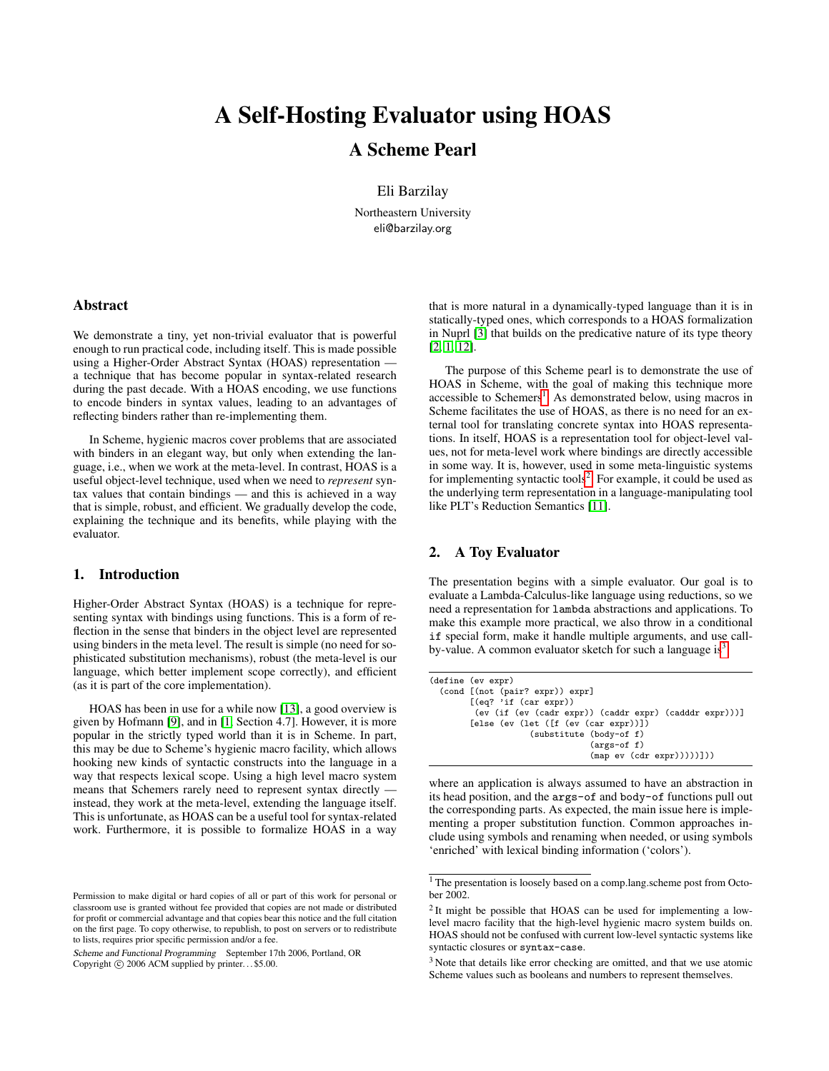# A Self-Hosting Evaluator using HOAS

## A Scheme Pearl

Eli Barzilay

Northeastern University
eli@barzilay.org

## Abstract

We demonstrate a tiny, yet non-trivial evaluator that is powerful enough to run practical code, including itself. This is made possible using a Higher-Order Abstract Syntax (HOAS) representation — a technique that has become popular in syntax-related research during the past decade. With a HOAS encoding, we use functions to encode binders in syntax values, leading to an advantages of reflecting binders rather than re-implementing them.

In Scheme, hygienic macros cover problems that are associated with binders in an elegant way, but only when extending the language, i.e., when we work at the meta-level. In contrast, HOAS is a useful object-level technique, used when we need to *represent* syntax values that contain bindings — and this is achieved in a way that is simple, robust, and efficient. We gradually develop the code, explaining the technique and its benefits, while playing with the evaluator.

## 1. Introduction

Higher-Order Abstract Syntax (HOAS) is a technique for representing syntax with bindings using functions. This is a form of reflection in the sense that binders in the object level are represented using binders in the meta level. The result is simple (no need for sophisticated substitution mechanisms), robust (the meta-level is our language, which better implement scope correctly), and efficient (as it is part of the core implementation).

HOAS has been in use for a while now [13], a good overview is given by Hofmann [9], and in [1, Section 4.7]. However, it is more popular in the strictly typed world than it is in Scheme. In part, this may be due to Scheme's hygienic macro facility, which allows hooking new kinds of syntactic constructs into the language in a way that respects lexical scope. Using a high level macro system means that Schemers rarely need to represent syntax directly — instead, they work at the meta-level, extending the language itself. This is unfortunate, as HOAS can be a useful tool for syntax-related work. Furthermore, it is possible to formalize HOAS in a way that is more natural in a dynamically-typed language than it is in statically-typed ones, which corresponds to a HOAS formalization in Nuprl [3] that builds on the predicative nature of its type theory [2, 1, 12].

The purpose of this Scheme pearl is to demonstrate the use of HOAS in Scheme, with the goal of making this technique more accessible to Schemers[1]. As demonstrated below, using macros in Scheme facilitates the use of HOAS, as there is no need for an external tool for translating concrete syntax into HOAS representations. In itself, HOAS is a representation tool for object-level values, not for meta-level work where bindings are directly accessible in some way. It is, however, used in some meta-linguistic systems for implementing syntactic tools[2]. For example, it could be used as the underlying term representation in a language-manipulating tool like PLT's Reduction Semantics [11].

## 2. A Toy Evaluator

The presentation begins with a simple evaluator. Our goal is to evaluate a Lambda-Calculus-like language using reductions, so we need a representation for `lambda` abstractions and applications. To make this example more practical, we also throw in a conditional `if` special form, make it handle multiple arguments, and use call-by-value. A common evaluator sketch for such a language is[3]

```
(define (ev expr)
  (cond [(not (pair? expr)) expr]
        [(eq? 'if (car expr))
         (ev (if (ev (cadr expr)) (caddr expr) (cadddr expr)))]
        [else (ev (let ([f (ev (car expr))])
                    (substitute (body-of f)
                                (args-of f)
                                (map ev (cdr expr)))))]))
```

where an application is always assumed to have an abstraction in its head position, and the `args-of` and `body-of` functions pull out the corresponding parts. As expected, the main issue here is implementing a proper substitution function. Common approaches include using symbols and renaming when needed, or using symbols 'enriched' with lexical binding information ('colors').

---

[1] The presentation is loosely based on a comp.lang.scheme post from October 2002.

[2] It might be possible that HOAS can be used for implementing a low-level macro facility that the high-level hygienic macro system builds on. HOAS should not be confused with current low-level syntactic systems like syntactic closures or `syntax-case`.

[3] Note that details like error checking are omitted, and that we use atomic Scheme values such as booleans and numbers to represent themselves.

Permission to make digital or hard copies of all or part of this work for personal or classroom use is granted without fee provided that copies are not made or distributed for profit or commercial advantage and that copies bear this notice and the full citation on the first page. To copy otherwise, to republish, to post on servers or to redistribute to lists, requires prior specific permission and/or a fee.

*Scheme and Functional Programming* September 17th 2006, Portland, OR
Copyright © 2006 ACM supplied by printer. . . $5.00.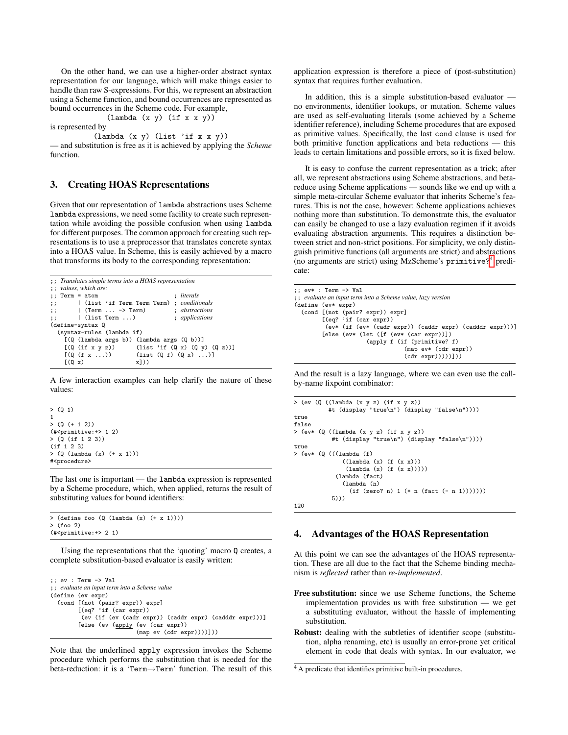On the other hand, we can use a higher-order abstract syntax representation for our language, which will make things easier to handle than raw S-expressions. For this, we represent an abstraction using a Scheme function, and bound occurrences are represented as bound occurrences in the Scheme code. For example,

```
(lambda (x y) (if x x y))
```

is represented by

```
(lambda (x y) (list 'if x x y))
```

— and substitution is free as it is achieved by applying the *Scheme* function.

## 3. Creating HOAS Representations

Given that our representation of `lambda` abstractions uses Scheme `lambda` expressions, we need some facility to create such representation while avoiding the possible confusion when using `lambda` for different purposes. The common approach for creating such representations is to use a preprocessor that translates concrete syntax into a HOAS value. In Scheme, this is easily achieved by a macro that transforms its body to the corresponding representation:

```
;; Translates simple terms into a HOAS representation
;; values, which are:
;; Term = atom                              ; literals
;;      | (list 'if Term Term Term) ; conditionals
;;      | (Term ... -> Term)          ; abstractions
;;      | (list Term ...)              ; applications
(define-syntax Q
  (syntax-rules (lambda if)
    [(Q (lambda args b)) (lambda args (Q b))]
    [(Q (if x y z))      (list 'if (Q x) (Q y) (Q z))]
    [(Q (f x ...))       (list (Q f) (Q x) ...)]
    [(Q x)               x]))
```

A few interaction examples can help clarify the nature of these values:

```
> (Q 1)
1
> (Q (+ 1 2))
(#<primitive:+> 1 2)
> (Q (if 1 2 3))
(if 1 2 3)
> (Q (lambda (x) (+ x 1)))
#<procedure>
```

The last one is important — the `lambda` expression is represented by a Scheme procedure, which, when applied, returns the result of substituting values for bound identifiers:

```
> (define foo (Q (lambda (x) (+ x 1))))
> (foo 2)
(#<primitive:+> 2 1)
```

Using the representations that the 'quoting' macro `Q` creates, a complete substitution-based evaluator is easily written:

```
;; ev : Term -> Val
;; evaluate an input term into a Scheme value
(define (ev expr)
  (cond [(not (pair? expr)) expr]
        [(eq? 'if (car expr))
         (ev (if (ev (cadr expr)) (caddr expr) (cadddr expr)))]
        [else (ev (apply (ev (car expr))
                         (map ev (cdr expr))))]))
```

Note that the underlined `apply` expression invokes the Scheme procedure which performs the substitution that is needed for the beta-reduction: it is a '`Term`→`Term`' function. The result of this application expression is therefore a piece of (post-substitution) syntax that requires further evaluation.

In addition, this is a simple substitution-based evaluator — no environments, identifier lookups, or mutation. Scheme values are used as self-evaluating literals (some achieved by a Scheme identifier reference), including Scheme procedures that are exposed as primitive values. Specifically, the last `cond` clause is used for both primitive function applications and beta reductions — this leads to certain limitations and possible errors, so it is fixed below.

It is easy to confuse the current representation as a trick; after all, we represent abstractions using Scheme abstractions, and beta-reduce using Scheme applications — sounds like we end up with a simple meta-circular Scheme evaluator that inherits Scheme's features. This is not the case, however: Scheme applications achieves nothing more than substitution. To demonstrate this, the evaluator can easily be changed to use a lazy evaluation regimen if it avoids evaluating abstraction arguments. This requires a distinction between strict and non-strict positions. For simplicity, we only distinguish primitive functions (all arguments are strict) and abstractions (no arguments are strict) using MzScheme's `primitive?`[4] predicate:

```
;; ev* : Term -> Val
;; evaluate an input term into a Scheme value, lazy version
(define (ev* expr)
  (cond [(not (pair? expr)) expr]
        [(eq? 'if (car expr))
         (ev* (if (ev* (cadr expr)) (caddr expr) (cadddr expr)))]
        [else (ev* (let ([f (ev* (car expr))])
                     (apply f (if (primitive? f)
                                  (map ev* (cdr expr))
                                  (cdr expr)))))]))
```

And the result is a lazy language, where we can even use the call-by-name fixpoint combinator:

```
> (ev (Q ((lambda (x y z) (if x y z))
          #t (display "true\n") (display "false\n"))))
true
false
> (ev* (Q ((lambda (x y z) (if x y z))
           #t (display "true\n") (display "false\n"))))
true
> (ev* (Q (((lambda (f)
              ((lambda (x) (f (x x)))
               (lambda (x) (f (x x)))))
            (lambda (fact)
              (lambda (n)
                (if (zero? n) 1 (* n (fact (- n 1)))))))
           5)))
120
```

## 4. Advantages of the HOAS Representation

At this point we can see the advantages of the HOAS representation. These are all due to the fact that the Scheme binding mechanism is *reflected* rather than *re-implemented*.

- **Free substitution:** since we use Scheme functions, the Scheme implementation provides us with free substitution — we get a substituting evaluator, without the hassle of implementing substitution.
- **Robust:** dealing with the subtleties of identifier scope (substitution, alpha renaming, etc) is usually an error-prone yet critical element in code that deals with syntax. In our evaluator, we

[4] A predicate that identifies primitive built-in procedures.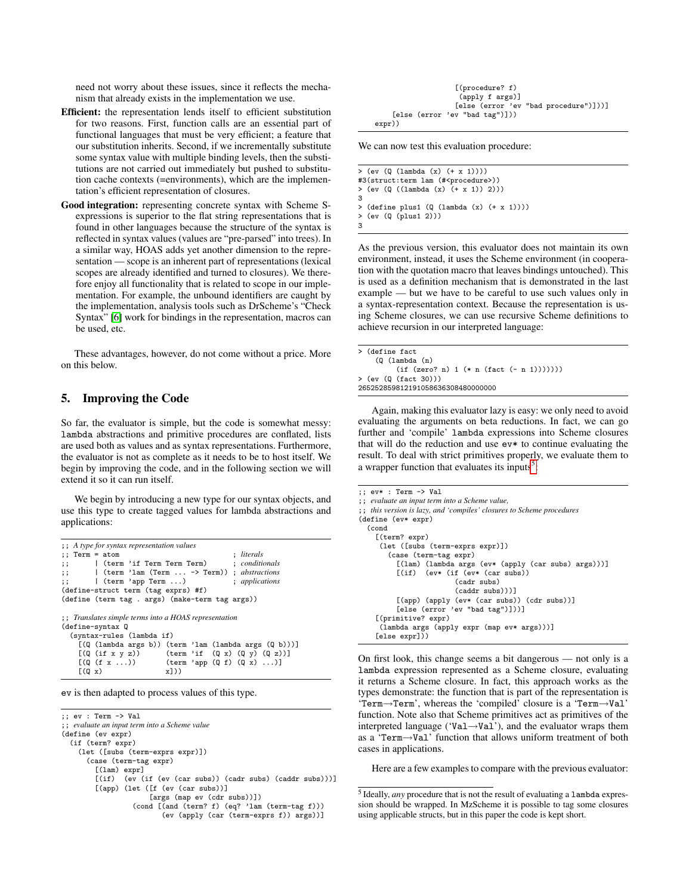need not worry about these issues, since it reflects the mechanism that already exists in the implementation we use.

**Efficient:** the representation lends itself to efficient substitution for two reasons. First, function calls are an essential part of functional languages that must be very efficient; a feature that our substitution inherits. Second, if we incrementally substitute some syntax value with multiple binding levels, then the substitutions are not carried out immediately but pushed to substitution cache contexts (=environments), which are the implementation's efficient representation of closures.

**Good integration:** representing concrete syntax with Scheme S-expressions is superior to the flat string representations that is found in other languages because the structure of the syntax is reflected in syntax values (values are "pre-parsed" into trees). In a similar way, HOAS adds yet another dimension to the representation — scope is an inherent part of representations (lexical scopes are already identified and turned to closures). We therefore enjoy all functionality that is related to scope in our implementation. For example, the unbound identifiers are caught by the implementation, analysis tools such as DrScheme's "Check Syntax" [6] work for bindings in the representation, macros can be used, etc.

These advantages, however, do not come without a price. More on this below.

## 5. Improving the Code

So far, the evaluator is simple, but the code is somewhat messy: `lambda` abstractions and primitive procedures are conflated, lists are used both as values and as syntax representations. Furthermore, the evaluator is not as complete as it needs to be to host itself. We begin by improving the code, and in the following section we will extend it so it can run itself.

We begin by introducing a new type for our syntax objects, and use this type to create tagged values for lambda abstractions and applications:

```
;; A type for syntax representation values
;; Term = atom                                  ; literals
;;      | (term 'if Term Term Term)             ; conditionals
;;      | (term 'lam (Term ... -> Term))        ; abstractions
;;      | (term 'app Term ...)                  ; applications
(define-struct term (tag exprs) #f)
(define (term tag . args) (make-term tag args))

;; Translates simple terms into a HOAS representation
(define-syntax Q
  (syntax-rules (lambda if)
    [(Q (lambda args b)) (term 'lam (lambda args (Q b)))]
    [(Q (if x y z))      (term 'if  (Q x) (Q y) (Q z))]
    [(Q (f x ...))       (term 'app (Q f) (Q x) ...)]
    [(Q x)               x]))
```

`ev` is then adapted to process values of this type.

```
;; ev : Term -> Val
;; evaluate an input term into a Scheme value
(define (ev expr)
  (if (term? expr)
    (let ([subs (term-exprs expr)])
      (case (term-tag expr)
        [(lam) expr]
        [(if)  (ev (if (ev (car subs)) (cadr subs) (caddr subs)))]
        [(app) (let ([f (ev (car subs))]
                     [args (map ev (cdr subs))])
                 (cond [(and (term? f) (eq? 'lam (term-tag f)))
                        (ev (apply (car (term-exprs f)) args))]
                       [(procedure? f)
                        (apply f args)]
                       [else (error 'ev "bad procedure")]))]
        [else (error 'ev "bad tag")]))
    expr))
```

We can now test this evaluation procedure:

```
> (ev (Q (lambda (x) (+ x 1))))
#3(struct:term lam (#<procedure>))
> (ev (Q ((lambda (x) (+ x 1)) 2)))
3
> (define plus1 (Q (lambda (x) (+ x 1))))
> (ev (Q (plus1 2)))
3
```

As the previous version, this evaluator does not maintain its own environment, instead, it uses the Scheme environment (in cooperation with the quotation macro that leaves bindings untouched). This is used as a definition mechanism that is demonstrated in the last example — but we have to be careful to use such values only in a syntax-representation context. Because the representation is using Scheme closures, we can use recursive Scheme definitions to achieve recursion in our interpreted language:

```
> (define fact
    (Q (lambda (n)
         (if (zero? n) 1 (* n (fact (- n 1)))))))
> (ev (Q (fact 30)))
265252859812191058636308480000000
```

Again, making this evaluator lazy is easy: we only need to avoid evaluating the arguments on beta reductions. In fact, we can go further and 'compile' `lambda` expressions into Scheme closures that will do the reduction and use `ev*` to continue evaluating the result. To deal with strict primitives properly, we evaluate them to a wrapper function that evaluates its inputs[5]:

```
;; ev* : Term -> Val
;; evaluate an input term into a Scheme value,
;; this version is lazy, and 'compiles' closures to Scheme procedures
(define (ev* expr)
  (cond
    [(term? expr)
     (let ([subs (term-exprs expr)])
       (case (term-tag expr)
         [(lam) (lambda args (ev* (apply (car subs) args)))]
         [(if)  (ev* (if (ev* (car subs))
                       (cadr subs)
                       (caddr subs)))]
         [(app) (apply (ev* (car subs)) (cdr subs))]
         [else (error 'ev "bad tag")]))]
    [(primitive? expr)
     (lambda args (apply expr (map ev* args)))]
    [else expr]))
```

On first look, this change seems a bit dangerous — not only is a `lambda` expression represented as a Scheme closure, evaluating it returns a Scheme closure. In fact, this approach works as the types demonstrate: the function that is part of the representation is '`Term`→`Term`', whereas the 'compiled' closure is a '`Term`→`Val`' function. Note also that Scheme primitives act as primitives of the interpreted language ('`Val`→`Val`'), and the evaluator wraps them as a '`Term`→`Val`' function that allows uniform treatment of both cases in applications.

Here are a few examples to compare with the previous evaluator:

[5] Ideally, *any* procedure that is not the result of evaluating a `lambda` expression should be wrapped. In MzScheme it is possible to tag some closures using applicable structs, but in this paper the code is kept short.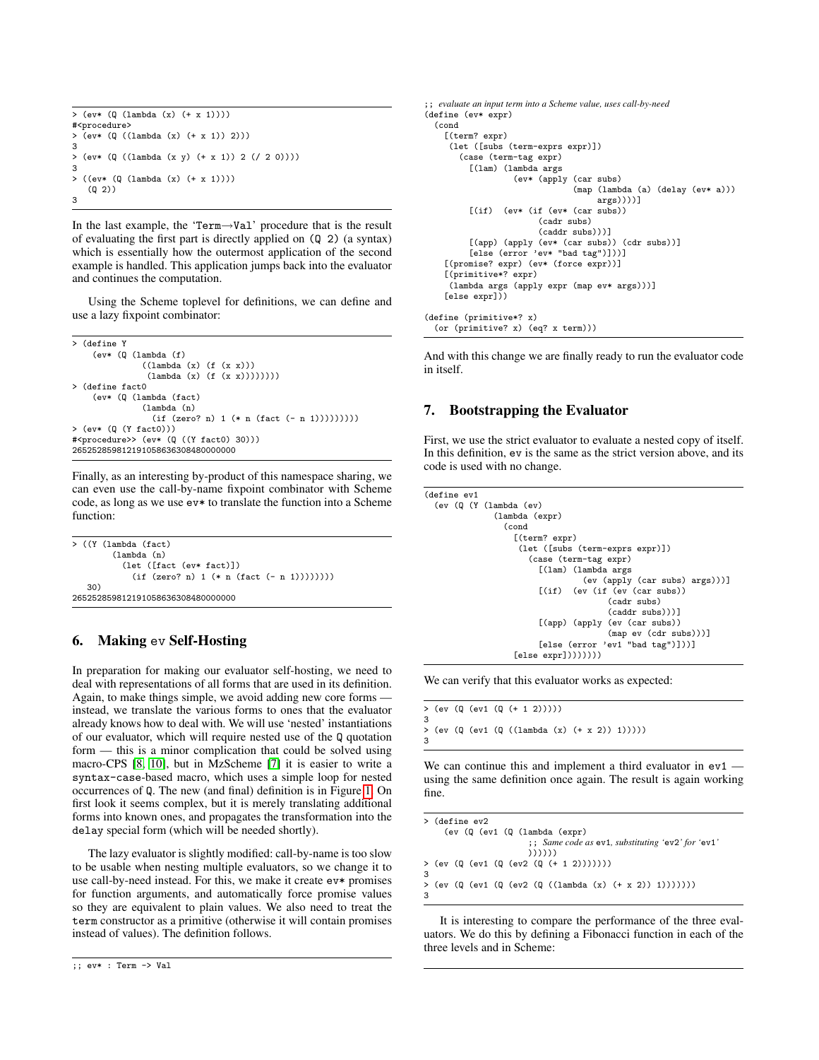```
> (ev* (Q (lambda (x) (+ x 1))))
#<procedure>
> (ev* (Q ((lambda (x) (+ x 1)) 2)))
3
> (ev* (Q ((lambda (x y) (+ x 1)) 2 (/ 2 0))))
3
> ((ev* (Q (lambda (x) (+ x 1))))
   (Q 2))
3
```

In the last example, the 'Term→Val' procedure that is the result of evaluating the first part is directly applied on (Q 2) (a syntax) which is essentially how the outermost application of the second example is handled. This application jumps back into the evaluator and continues the computation.

Using the Scheme toplevel for definitions, we can define and use a lazy fixpoint combinator:

```
> (define Y
    (ev* (Q (lambda (f)
              ((lambda (x) (f (x x)))
               (lambda (x) (f (x x))))))))
> (define fact0
    (ev* (Q (lambda (fact)
              (lambda (n)
                (if (zero? n) 1 (* n (fact (- n 1)))))))))
> (ev* (Q (Y fact0)))
#<procedure>> (ev* (Q ((Y fact0) 30)))
265252859812191058636308480000000
```

Finally, as an interesting by-product of this namespace sharing, we can even use the call-by-name fixpoint combinator with Scheme code, as long as we use ev* to translate the function into a Scheme function:

```
> ((Y (lambda (fact)
        (lambda (n)
          (let ([fact (ev* fact)])
            (if (zero? n) 1 (* n (fact (- n 1))))))))
   30)
265252859812191058636308480000000
```

## 6. Making ev Self-Hosting

In preparation for making our evaluator self-hosting, we need to deal with representations of all forms that are used in its definition. Again, to make things simple, we avoid adding new core forms — instead, we translate the various forms to ones that the evaluator already knows how to deal with. We will use 'nested' instantiations of our evaluator, which will require nested use of the Q quotation form — this is a minor complication that could be solved using macro-CPS [8, 10], but in MzScheme [7] it is easier to write a syntax-case-based macro, which uses a simple loop for nested occurrences of Q. The new (and final) definition is in Figure 1. On first look it seems complex, but it is merely translating additional forms into known ones, and propagates the transformation into the delay special form (which will be needed shortly).

The lazy evaluator is slightly modified: call-by-name is too slow to be usable when nesting multiple evaluators, so we change it to use call-by-need instead. For this, we make it create ev* promises for function arguments, and automatically force promise values so they are equivalent to plain values. We also need to treat the term constructor as a primitive (otherwise it will contain promises instead of values). The definition follows.

```
;; ev* : Term -> Val
;; evaluate an input term into a Scheme value, uses call-by-need
(define (ev* expr)
  (cond
    [(term? expr)
     (let ([subs (term-exprs expr)])
       (case (term-tag expr)
         [(lam) (lambda args
                  (ev* (apply (car subs)
                              (map (lambda (a) (delay (ev* a)))
                                   args))))]
         [(if)  (ev* (if (ev* (car subs))
                       (cadr subs)
                       (caddr subs)))]
         [(app) (apply (ev* (car subs)) (cdr subs))]
         [else (error 'ev* "bad tag")]))]
    [(promise? expr) (ev* (force expr))]
    [(primitive*? expr)
     (lambda args (apply expr (map ev* args)))]
    [else expr]))

(define (primitive*? x)
  (or (primitive? x) (eq? x term)))
```

And with this change we are finally ready to run the evaluator code in itself.

## 7. Bootstrapping the Evaluator

First, we use the strict evaluator to evaluate a nested copy of itself. In this definition, ev is the same as the strict version above, and its code is used with no change.

```
(define ev1
  (ev (Q (Y (lambda (ev)
              (lambda (expr)
                (cond
                  [(term? expr)
                   (let ([subs (term-exprs expr)])
                     (case (term-tag expr)
                       [(lam) (lambda args
                                (ev (apply (car subs) args)))]
                       [(if)  (ev (if (ev (car subs))
                                    (cadr subs)
                                    (caddr subs)))]
                       [(app) (apply (ev (car subs))
                                     (map ev (cdr subs)))]
                       [else (error 'ev1 "bad tag")]))]
                  [else expr]))))))))
```

We can verify that this evaluator works as expected:

```
> (ev (Q (ev1 (Q (+ 1 2)))))
3
> (ev (Q (ev1 (Q ((lambda (x) (+ x 2)) 1)))))
3
```

We can continue this and implement a third evaluator in ev1 — using the same definition once again. The result is again working fine.

```
> (define ev2
    (ev (Q (ev1 (Q (lambda (expr)
                     ;; Same code as ev1, substituting 'ev2' for 'ev1'
                     ))))))
> (ev (Q (ev1 (Q (ev2 (Q (+ 1 2)))))))
3
> (ev (Q (ev1 (Q (ev2 (Q ((lambda (x) (+ x 2)) 1)))))))
3
```

It is interesting to compare the performance of the three evaluators. We do this by defining a Fibonacci function in each of the three levels and in Scheme: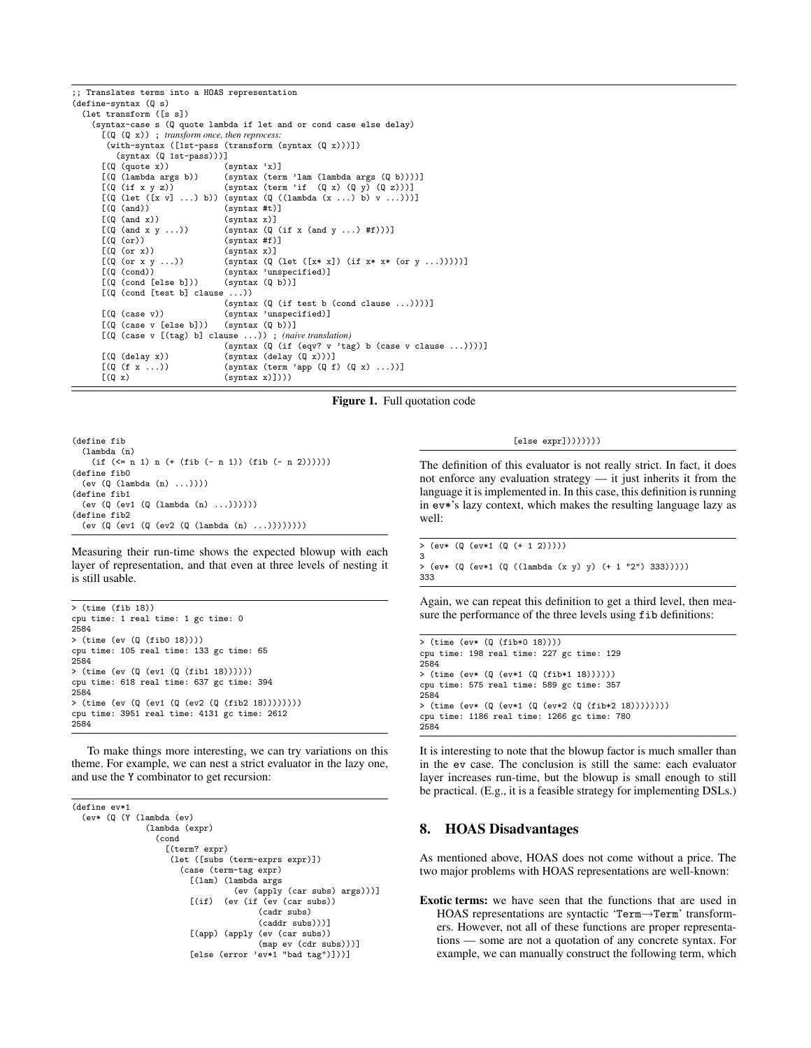```
;; Translates terms into a HOAS representation
(define-syntax (Q s)
  (let transform ([s s])
    (syntax-case s (Q quote lambda if let and or cond case else delay)
      [(Q (Q x)) ; transform once, then reprocess:
       (with-syntax ([1st-pass (transform (syntax (Q x)))])
         (syntax (Q 1st-pass)))]
      [(Q (quote x))           (syntax 'x)]
      [(Q (lambda args b))     (syntax (term 'lam (lambda args (Q b))))]
      [(Q (if x y z))          (syntax (term 'if  (Q x) (Q y) (Q z)))]
      [(Q (let ([x v] ...) b)) (syntax (Q ((lambda (x ...) b) v ...)))]
      [(Q (and))               (syntax #t)]
      [(Q (and x))             (syntax x)]
      [(Q (and x y ...))       (syntax (Q (if x (and y ...) #f)))]
      [(Q (or))                (syntax #f)]
      [(Q (or x))              (syntax x)]
      [(Q (or x y ...))        (syntax (Q (let ([x* x]) (if x* x* (or y ...)))))]
      [(Q (cond))              (syntax 'unspecified)]
      [(Q (cond [else b]))     (syntax (Q b))]
      [(Q (cond [test b] clause ...))
                               (syntax (Q (if test b (cond clause ...))))]
      [(Q (case v))            (syntax 'unspecified)]
      [(Q (case v [else b]))   (syntax (Q b))]
      [(Q (case v [(tag) b] clause ...)) ; naive translation)
                               (syntax (Q (if (eqv? v 'tag) b (case v clause ...))))]
      [(Q (delay x))           (syntax (delay (Q x)))]
      [(Q (f x ...))           (syntax (term 'app (Q f) (Q x) ...))]
      [(Q x)                   (syntax x)])))
```

**Figure 1.** Full quotation code

```
(define fib
  (lambda (n)
    (if (<= n 1) n (+ (fib (- n 1)) (fib (- n 2))))))
(define fib0
  (ev (Q (lambda (n) ...))))
(define fib1
  (ev (Q (ev1 (Q (lambda (n) ...))))))
(define fib2
  (ev (Q (ev1 (Q (ev2 (Q (lambda (n) ...))))))))
```

Measuring their run-time shows the expected blowup with each layer of representation, and that even at three levels of nesting it is still usable.

```
> (time (fib 18))
cpu time: 1 real time: 1 gc time: 0
2584
> (time (ev (Q (fib0 18))))
cpu time: 105 real time: 133 gc time: 65
2584
> (time (ev (Q (ev1 (Q (fib1 18))))))
cpu time: 618 real time: 637 gc time: 394
2584
> (time (ev (Q (ev1 (Q (ev2 (Q (fib2 18))))))))
cpu time: 3951 real time: 4131 gc time: 2612
2584
```

To make things more interesting, we can try variations on this theme. For example, we can nest a strict evaluator in the lazy one, and use the Y combinator to get recursion:

```
(define ev*1
  (ev* (Q (Y (lambda (ev)
               (lambda (expr)
                 (cond
                   [(term? expr)
                    (let ([subs (term-exprs expr)])
                      (case (term-tag expr)
                        [(lam) (lambda args
                                 (ev (apply (car subs) args)))]
                        [(if)  (ev (if (ev (car subs))
                                       (cadr subs)
                                       (caddr subs)))]
                        [(app) (apply (ev (car subs))
                                      (map ev (cdr subs)))]
                        [else (error 'ev*1 "bad tag")]))]
                   [else expr])))))))
```

The definition of this evaluator is not really strict. In fact, it does not enforce any evaluation strategy — it just inherits it from the language it is implemented in. In this case, this definition is running in ev*'s lazy context, which makes the resulting language lazy as well:

```
> (ev* (Q (ev*1 (Q (+ 1 2)))))
3
> (ev* (Q (ev*1 (Q ((lambda (x y) y) (+ 1 "2") 333)))))
333
```

Again, we can repeat this definition to get a third level, then measure the performance of the three levels using fib definitions:

```
> (time (ev* (Q (fib*0 18))))
cpu time: 198 real time: 227 gc time: 129
2584
> (time (ev* (Q (ev*1 (Q (fib*1 18))))))
cpu time: 575 real time: 589 gc time: 357
2584
> (time (ev* (Q (ev*1 (Q (ev*2 (Q (fib*2 18))))))))
cpu time: 1186 real time: 1266 gc time: 780
2584
```

It is interesting to note that the blowup factor is much smaller than in the ev case. The conclusion is still the same: each evaluator layer increases run-time, but the blowup is small enough to still be practical. (E.g., it is a feasible strategy for implementing DSLs.)

## 8. HOAS Disadvantages

As mentioned above, HOAS does not come without a price. The two major problems with HOAS representations are well-known:

**Exotic terms:** we have seen that the functions that are used in HOAS representations are syntactic 'Term→Term' transformers. However, not all of these functions are proper representations — some are not a quotation of any concrete syntax. For example, we can manually construct the following term, which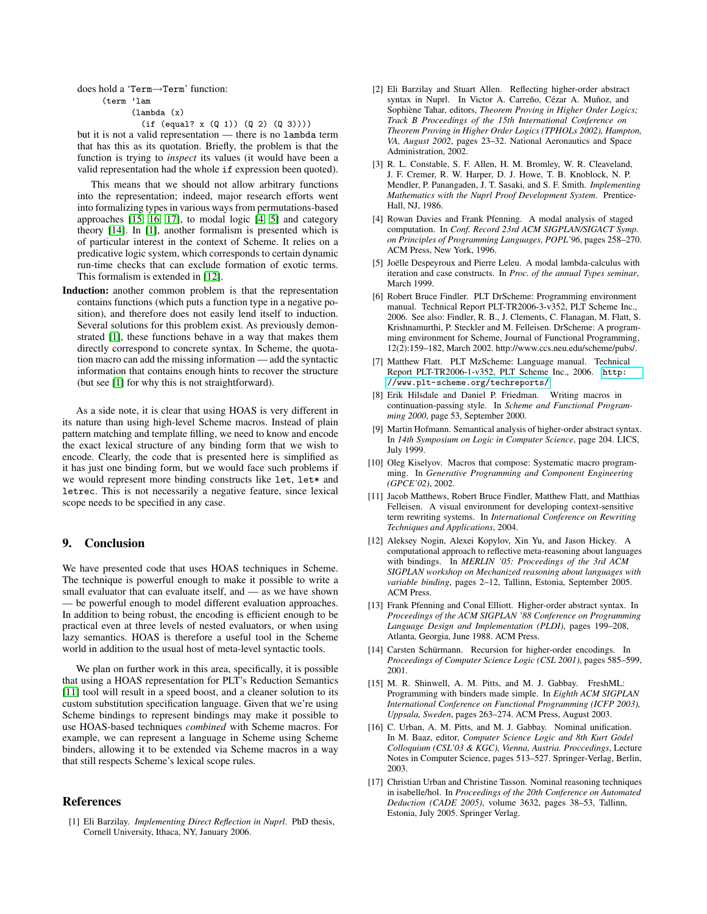does hold a 'Term→Term' function:

```
(term 'lam
      (lambda (x)
        (if (equal? x (Q 1)) (Q 2) (Q 3))))
```

but it is not a valid representation — there is no lambda term that has this as its quotation. Briefly, the problem is that the function is trying to *inspect* its values (it would have been a valid representation had the whole if expression been quoted).

This means that we should not allow arbitrary functions into the representation; indeed, major research efforts went into formalizing types in various ways from permutations-based approaches [15, 16, 17], to modal logic [4, 5] and category theory [14]. In [1], another formalism is presented which is of particular interest in the context of Scheme. It relies on a predicative logic system, which corresponds to certain dynamic run-time checks that can exclude formation of exotic terms. This formalism is extended in [12].

**Induction:** another common problem is that the representation contains functions (which puts a function type in a negative position), and therefore does not easily lend itself to induction. Several solutions for this problem exist. As previously demonstrated [1], these functions behave in a way that makes them directly correspond to concrete syntax. In Scheme, the quotation macro can add the missing information — add the syntactic information that contains enough hints to recover the structure (but see [1] for why this is not straightforward).

As a side note, it is clear that using HOAS is very different in its nature than using high-level Scheme macros. Instead of plain pattern matching and template filling, we need to know and encode the exact lexical structure of any binding form that we wish to encode. Clearly, the code that is presented here is simplified as it has just one binding form, but we would face such problems if we would represent more binding constructs like let, let* and letrec. This is not necessarily a negative feature, since lexical scope needs to be specified in any case.

## 9. Conclusion

We have presented code that uses HOAS techniques in Scheme. The technique is powerful enough to make it possible to write a small evaluator that can evaluate itself, and — as we have shown — be powerful enough to model different evaluation approaches. In addition to being robust, the encoding is efficient enough to be practical even at three levels of nested evaluators, or when using lazy semantics. HOAS is therefore a useful tool in the Scheme world in addition to the usual host of meta-level syntactic tools.

We plan on further work in this area, specifically, it is possible that using a HOAS representation for PLT's Reduction Semantics [11] tool will result in a speed boost, and a cleaner solution to its custom substitution specification language. Given that we're using Scheme bindings to represent bindings may make it possible to use HOAS-based techniques *combined* with Scheme macros. For example, we can represent a language in Scheme using Scheme binders, allowing it to be extended via Scheme macros in a way that still respects Scheme's lexical scope rules.

## References

[1] Eli Barzilay. *Implementing Direct Reflection in Nuprl*. PhD thesis, Cornell University, Ithaca, NY, January 2006.

[2] Eli Barzilay and Stuart Allen. Reflecting higher-order abstract syntax in Nuprl. In Victor A. Carreño, Cézar A. Muñoz, and Sophiène Tahar, editors, *Theorem Proving in Higher Order Logics; Track B Proceedings of the 15th International Conference on Theorem Proving in Higher Order Logics (TPHOLs 2002), Hampton, VA, August 2002*, pages 23–32. National Aeronautics and Space Administration, 2002.

[3] R. L. Constable, S. F. Allen, H. M. Bromley, W. R. Cleaveland, J. F. Cremer, R. W. Harper, D. J. Howe, T. B. Knoblock, N. P. Mendler, P. Panangaden, J. T. Sasaki, and S. F. Smith. *Implementing Mathematics with the Nuprl Proof Development System*. Prentice-Hall, NJ, 1986.

[4] Rowan Davies and Frank Pfenning. A modal analysis of staged computation. In *Conf. Record 23rd ACM SIGPLAN/SIGACT Symp. on Principles of Programming Languages, POPL'96*, pages 258–270. ACM Press, New York, 1996.

[5] Joëlle Despeyroux and Pierre Leleu. A modal lambda-calculus with iteration and case constructs. In *Proc. of the annual Types seminar*, March 1999.

[6] Robert Bruce Findler. PLT DrScheme: Programming environment manual. Technical Report PLT-TR2006-3-v352, PLT Scheme Inc., 2006. See also: Findler, R. B., J. Clements, C. Flanagan, M. Flatt, S. Krishnamurthi, P. Steckler and M. Felleisen. DrScheme: A programming environment for Scheme, Journal of Functional Programming, 12(2):159–182, March 2002. http://www.ccs.neu.edu/scheme/pubs/.

[7] Matthew Flatt. PLT MzScheme: Language manual. Technical Report PLT-TR2006-1-v352, PLT Scheme Inc., 2006. http://www.plt-scheme.org/techreports/.

[8] Erik Hilsdale and Daniel P. Friedman. Writing macros in continuation-passing style. In *Scheme and Functional Programming 2000*, page 53, September 2000.

[9] Martin Hofmann. Semantical analysis of higher-order abstract syntax. In *14th Symposium on Logic in Computer Science*, page 204. LICS, July 1999.

[10] Oleg Kiselyov. Macros that compose: Systematic macro programming. In *Generative Programming and Component Engineering (GPCE'02)*, 2002.

[11] Jacob Matthews, Robert Bruce Findler, Matthew Flatt, and Matthias Felleisen. A visual environment for developing context-sensitive term rewriting systems. In *International Conference on Rewriting Techniques and Applications*, 2004.

[12] Aleksey Nogin, Alexei Kopylov, Xin Yu, and Jason Hickey. A computational approach to reflective meta-reasoning about languages with bindings. In *MERLIN '05: Proceedings of the 3rd ACM SIGPLAN workshop on Mechanized reasoning about languages with variable binding*, pages 2–12, Tallinn, Estonia, September 2005. ACM Press.

[13] Frank Pfenning and Conal Elliott. Higher-order abstract syntax. In *Proceedings of the ACM SIGPLAN '88 Conference on Programming Language Design and Implementation (PLDI)*, pages 199–208, Atlanta, Georgia, June 1988. ACM Press.

[14] Carsten Schürmann. Recursion for higher-order encodings. In *Proceedings of Computer Science Logic (CSL 2001)*, pages 585–599, 2001.

[15] M. R. Shinwell, A. M. Pitts, and M. J. Gabbay. FreshML: Programming with binders made simple. In *Eighth ACM SIGPLAN International Conference on Functional Programming (ICFP 2003), Uppsala, Sweden*, pages 263–274. ACM Press, August 2003.

[16] C. Urban, A. M. Pitts, and M. J. Gabbay. Nominal unification. In M. Baaz, editor, *Computer Science Logic and 8th Kurt Gödel Colloquium (CSL'03 & KGC), Vienna, Austria. Proccedings*, Lecture Notes in Computer Science, pages 513–527. Springer-Verlag, Berlin, 2003.

[17] Christian Urban and Christine Tasson. Nominal reasoning techniques in isabelle/hol. In *Proceedings of the 20th Conference on Automated Deduction (CADE 2005)*, volume 3632, pages 38–53, Tallinn, Estonia, July 2005. Springer Verlag.